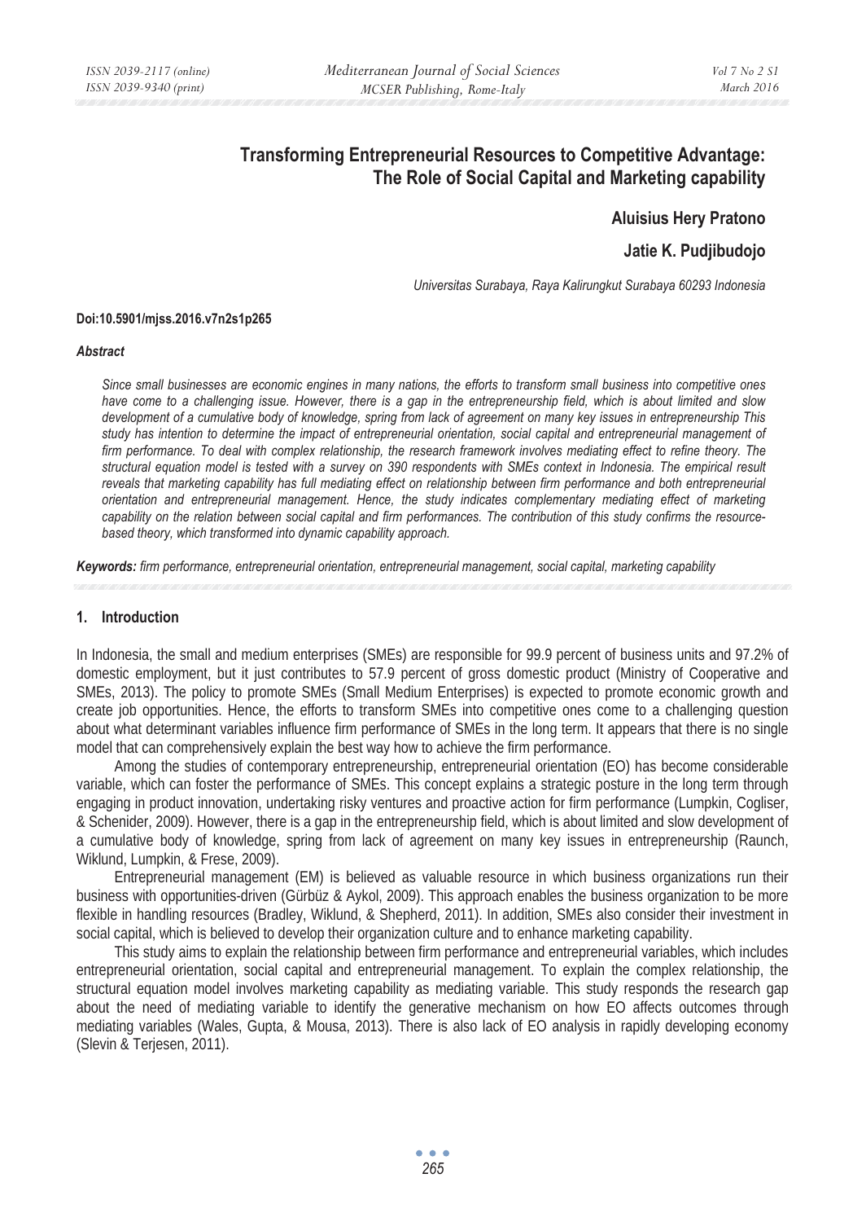# Transforming Entrepreneurial Resources to Competitive Advantage: The Role of Social Capital and Marketing capability

**Aluisius Hery Pratono**

**Jatie K. Pudjibudojo**

*Universitas Surabaya, Raya Kalirungkut Surabaya 60293 Indonesia*

**Doi:10.5901/mjss.2016.v7n2s1p265**

***Abstract***

*Since small businesses are economic engines in many nations, the efforts to transform small business into competitive ones have come to a challenging issue. However, there is a gap in the entrepreneurship field, which is about limited and slow development of a cumulative body of knowledge, spring from lack of agreement on many key issues in entrepreneurship This study has intention to determine the impact of entrepreneurial orientation, social capital and entrepreneurial management of firm performance. To deal with complex relationship, the research framework involves mediating effect to refine theory. The structural equation model is tested with a survey on 390 respondents with SMEs context in Indonesia. The empirical result reveals that marketing capability has full mediating effect on relationship between firm performance and both entrepreneurial orientation and entrepreneurial management. Hence, the study indicates complementary mediating effect of marketing capability on the relation between social capital and firm performances. The contribution of this study confirms the resource-based theory, which transformed into dynamic capability approach.*

***Keywords:** firm performance, entrepreneurial orientation, entrepreneurial management, social capital, marketing capability*

## 1. Introduction

In Indonesia, the small and medium enterprises (SMEs) are responsible for 99.9 percent of business units and 97.2% of domestic employment, but it just contributes to 57.9 percent of gross domestic product (Ministry of Cooperative and SMEs, 2013). The policy to promote SMEs (Small Medium Enterprises) is expected to promote economic growth and create job opportunities. Hence, the efforts to transform SMEs into competitive ones come to a challenging question about what determinant variables influence firm performance of SMEs in the long term. It appears that there is no single model that can comprehensively explain the best way how to achieve the firm performance.

Among the studies of contemporary entrepreneurship, entrepreneurial orientation (EO) has become considerable variable, which can foster the performance of SMEs. This concept explains a strategic posture in the long term through engaging in product innovation, undertaking risky ventures and proactive action for firm performance (Lumpkin, Cogliser, & Schenider, 2009). However, there is a gap in the entrepreneurship field, which is about limited and slow development of a cumulative body of knowledge, spring from lack of agreement on many key issues in entrepreneurship (Raunch, Wiklund, Lumpkin, & Frese, 2009).

Entrepreneurial management (EM) is believed as valuable resource in which business organizations run their business with opportunities-driven (Gürbüz & Aykol, 2009). This approach enables the business organization to be more flexible in handling resources (Bradley, Wiklund, & Shepherd, 2011). In addition, SMEs also consider their investment in social capital, which is believed to develop their organization culture and to enhance marketing capability.

This study aims to explain the relationship between firm performance and entrepreneurial variables, which includes entrepreneurial orientation, social capital and entrepreneurial management. To explain the complex relationship, the structural equation model involves marketing capability as mediating variable. This study responds the research gap about the need of mediating variable to identify the generative mechanism on how EO affects outcomes through mediating variables (Wales, Gupta, & Mousa, 2013). There is also lack of EO analysis in rapidly developing economy (Slevin & Terjesen, 2011).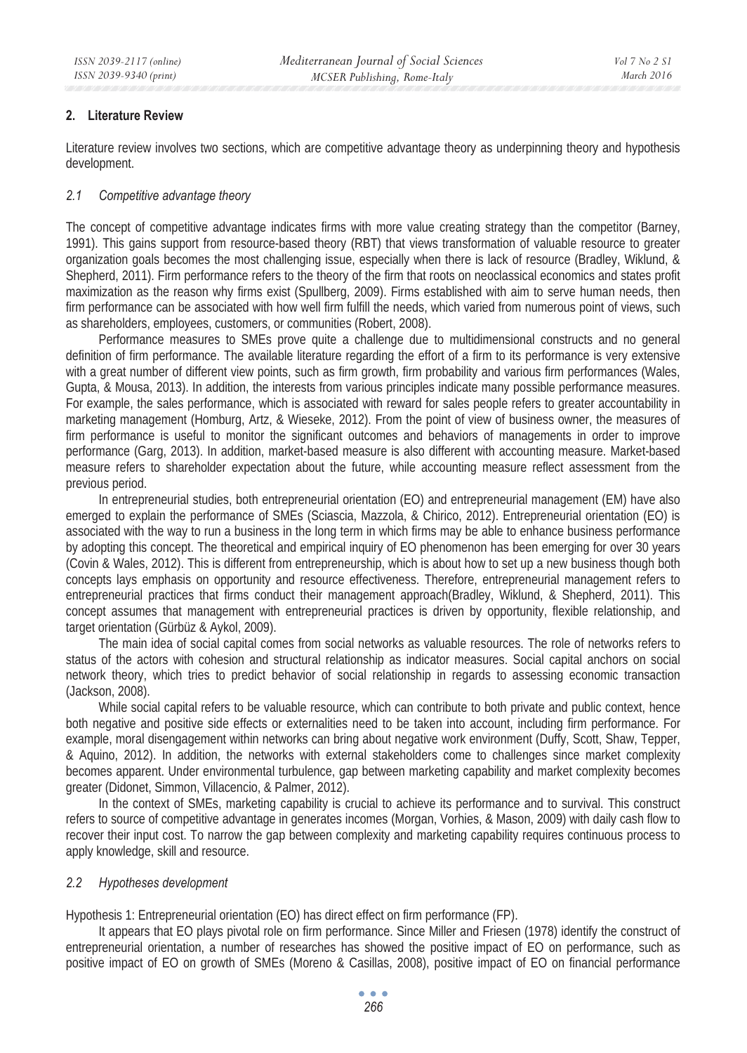## 2. Literature Review

Literature review involves two sections, which are competitive advantage theory as underpinning theory and hypothesis development.

### *2.1 Competitive advantage theory*

The concept of competitive advantage indicates firms with more value creating strategy than the competitor (Barney, 1991). This gains support from resource-based theory (RBT) that views transformation of valuable resource to greater organization goals becomes the most challenging issue, especially when there is lack of resource (Bradley, Wiklund, & Shepherd, 2011). Firm performance refers to the theory of the firm that roots on neoclassical economics and states profit maximization as the reason why firms exist (Spullberg, 2009). Firms established with aim to serve human needs, then firm performance can be associated with how well firm fulfill the needs, which varied from numerous point of views, such as shareholders, employees, customers, or communities (Robert, 2008).

Performance measures to SMEs prove quite a challenge due to multidimensional constructs and no general definition of firm performance. The available literature regarding the effort of a firm to its performance is very extensive with a great number of different view points, such as firm growth, firm probability and various firm performances (Wales, Gupta, & Mousa, 2013). In addition, the interests from various principles indicate many possible performance measures. For example, the sales performance, which is associated with reward for sales people refers to greater accountability in marketing management (Homburg, Artz, & Wieseke, 2012). From the point of view of business owner, the measures of firm performance is useful to monitor the significant outcomes and behaviors of managements in order to improve performance (Garg, 2013). In addition, market-based measure is also different with accounting measure. Market-based measure refers to shareholder expectation about the future, while accounting measure reflect assessment from the previous period.

In entrepreneurial studies, both entrepreneurial orientation (EO) and entrepreneurial management (EM) have also emerged to explain the performance of SMEs (Sciascia, Mazzola, & Chirico, 2012). Entrepreneurial orientation (EO) is associated with the way to run a business in the long term in which firms may be able to enhance business performance by adopting this concept. The theoretical and empirical inquiry of EO phenomenon has been emerging for over 30 years (Covin & Wales, 2012). This is different from entrepreneurship, which is about how to set up a new business though both concepts lays emphasis on opportunity and resource effectiveness. Therefore, entrepreneurial management refers to entrepreneurial practices that firms conduct their management approach(Bradley, Wiklund, & Shepherd, 2011). This concept assumes that management with entrepreneurial practices is driven by opportunity, flexible relationship, and target orientation (Gürbüz & Aykol, 2009).

The main idea of social capital comes from social networks as valuable resources. The role of networks refers to status of the actors with cohesion and structural relationship as indicator measures. Social capital anchors on social network theory, which tries to predict behavior of social relationship in regards to assessing economic transaction (Jackson, 2008).

While social capital refers to be valuable resource, which can contribute to both private and public context, hence both negative and positive side effects or externalities need to be taken into account, including firm performance. For example, moral disengagement within networks can bring about negative work environment (Duffy, Scott, Shaw, Tepper, & Aquino, 2012). In addition, the networks with external stakeholders come to challenges since market complexity becomes apparent. Under environmental turbulence, gap between marketing capability and market complexity becomes greater (Didonet, Simmon, Villacencio, & Palmer, 2012).

In the context of SMEs, marketing capability is crucial to achieve its performance and to survival. This construct refers to source of competitive advantage in generates incomes (Morgan, Vorhies, & Mason, 2009) with daily cash flow to recover their input cost. To narrow the gap between complexity and marketing capability requires continuous process to apply knowledge, skill and resource.

### *2.2 Hypotheses development*

Hypothesis 1: Entrepreneurial orientation (EO) has direct effect on firm performance (FP).

It appears that EO plays pivotal role on firm performance. Since Miller and Friesen (1978) identify the construct of entrepreneurial orientation, a number of researches has showed the positive impact of EO on performance, such as positive impact of EO on growth of SMEs (Moreno & Casillas, 2008), positive impact of EO on financial performance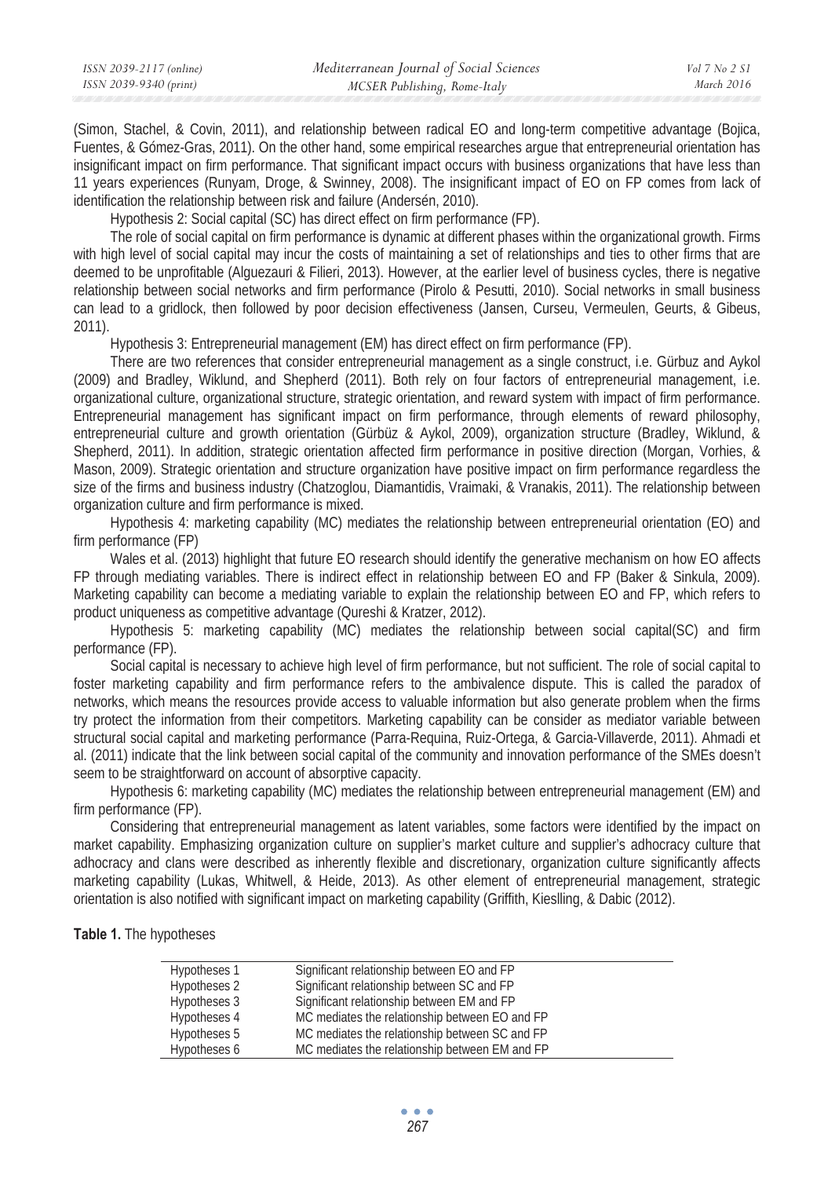(Simon, Stachel, & Covin, 2011), and relationship between radical EO and long-term competitive advantage (Bojica, Fuentes, & Gómez-Gras, 2011). On the other hand, some empirical researches argue that entrepreneurial orientation has insignificant impact on firm performance. That significant impact occurs with business organizations that have less than 11 years experiences (Runyam, Droge, & Swinney, 2008). The insignificant impact of EO on FP comes from lack of identification the relationship between risk and failure (Andersén, 2010).

Hypothesis 2: Social capital (SC) has direct effect on firm performance (FP).

The role of social capital on firm performance is dynamic at different phases within the organizational growth. Firms with high level of social capital may incur the costs of maintaining a set of relationships and ties to other firms that are deemed to be unprofitable (Alguezauri & Filieri, 2013). However, at the earlier level of business cycles, there is negative relationship between social networks and firm performance (Pirolo & Pesutti, 2010). Social networks in small business can lead to a gridlock, then followed by poor decision effectiveness (Jansen, Curseu, Vermeulen, Geurts, & Gibeus, 2011).

Hypothesis 3: Entrepreneurial management (EM) has direct effect on firm performance (FP).

There are two references that consider entrepreneurial management as a single construct, i.e. Gürbuz and Aykol (2009) and Bradley, Wiklund, and Shepherd (2011). Both rely on four factors of entrepreneurial management, i.e. organizational culture, organizational structure, strategic orientation, and reward system with impact of firm performance. Entrepreneurial management has significant impact on firm performance, through elements of reward philosophy, entrepreneurial culture and growth orientation (Gürbüz & Aykol, 2009), organization structure (Bradley, Wiklund, & Shepherd, 2011). In addition, strategic orientation affected firm performance in positive direction (Morgan, Vorhies, & Mason, 2009). Strategic orientation and structure organization have positive impact on firm performance regardless the size of the firms and business industry (Chatzoglou, Diamantidis, Vraimaki, & Vranakis, 2011). The relationship between organization culture and firm performance is mixed.

Hypothesis 4: marketing capability (MC) mediates the relationship between entrepreneurial orientation (EO) and firm performance (FP)

Wales et al. (2013) highlight that future EO research should identify the generative mechanism on how EO affects FP through mediating variables. There is indirect effect in relationship between EO and FP (Baker & Sinkula, 2009). Marketing capability can become a mediating variable to explain the relationship between EO and FP, which refers to product uniqueness as competitive advantage (Qureshi & Kratzer, 2012).

Hypothesis 5: marketing capability (MC) mediates the relationship between social capital(SC) and firm performance (FP).

Social capital is necessary to achieve high level of firm performance, but not sufficient. The role of social capital to foster marketing capability and firm performance refers to the ambivalence dispute. This is called the paradox of networks, which means the resources provide access to valuable information but also generate problem when the firms try protect the information from their competitors. Marketing capability can be consider as mediator variable between structural social capital and marketing performance (Parra-Requina, Ruiz-Ortega, & Garcia-Villaverde, 2011). Ahmadi et al. (2011) indicate that the link between social capital of the community and innovation performance of the SMEs doesn't seem to be straightforward on account of absorptive capacity.

Hypothesis 6: marketing capability (MC) mediates the relationship between entrepreneurial management (EM) and firm performance (FP).

Considering that entrepreneurial management as latent variables, some factors were identified by the impact on market capability. Emphasizing organization culture on supplier's market culture and supplier's adhocracy culture that adhocracy and clans were described as inherently flexible and discretionary, organization culture significantly affects marketing capability (Lukas, Whitwell, & Heide, 2013). As other element of entrepreneurial management, strategic orientation is also notified with significant impact on marketing capability (Griffith, Kieslling, & Dabic (2012).

**Table 1.** The hypotheses

| | |
|---|---|
| Hypotheses 1 | Significant relationship between EO and FP |
| Hypotheses 2 | Significant relationship between SC and FP |
| Hypotheses 3 | Significant relationship between EM and FP |
| Hypotheses 4 | MC mediates the relationship between EO and FP |
| Hypotheses 5 | MC mediates the relationship between SC and FP |
| Hypotheses 6 | MC mediates the relationship between EM and FP |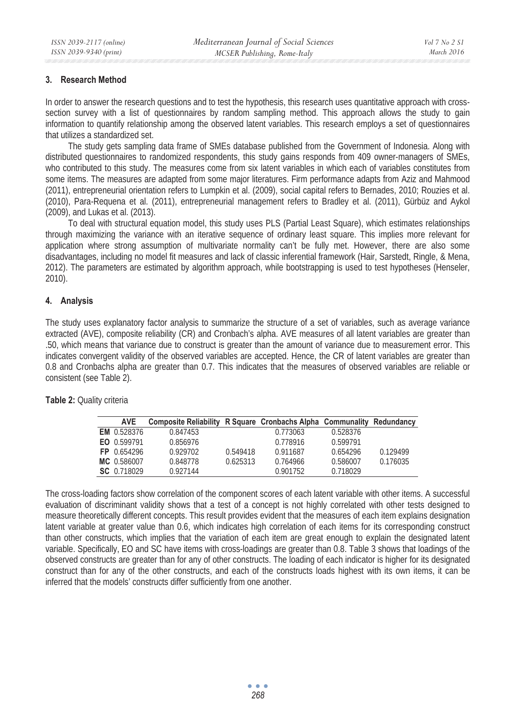## 3. Research Method

In order to answer the research questions and to test the hypothesis, this research uses quantitative approach with cross-section survey with a list of questionnaires by random sampling method. This approach allows the study to gain information to quantify relationship among the observed latent variables. This research employs a set of questionnaires that utilizes a standardized set.

The study gets sampling data frame of SMEs database published from the Government of Indonesia. Along with distributed questionnaires to randomized respondents, this study gains responds from 409 owner-managers of SMEs, who contributed to this study. The measures come from six latent variables in which each of variables constitutes from some items. The measures are adapted from some major literatures. Firm performance adapts from Aziz and Mahmood (2011), entrepreneurial orientation refers to Lumpkin et al. (2009), social capital refers to Bernades, 2010; Rouzies et al. (2010), Para-Requena et al. (2011), entrepreneurial management refers to Bradley et al. (2011), Gürbüz and Aykol (2009), and Lukas et al. (2013).

To deal with structural equation model, this study uses PLS (Partial Least Square), which estimates relationships through maximizing the variance with an iterative sequence of ordinary least square. This implies more relevant for application where strong assumption of multivariate normality can't be fully met. However, there are also some disadvantages, including no model fit measures and lack of classic inferential framework (Hair, Sarstedt, Ringle, & Mena, 2012). The parameters are estimated by algorithm approach, while bootstrapping is used to test hypotheses (Henseler, 2010).

## 4. Analysis

The study uses explanatory factor analysis to summarize the structure of a set of variables, such as average variance extracted (AVE), composite reliability (CR) and Cronbach's alpha. AVE measures of all latent variables are greater than .50, which means that variance due to construct is greater than the amount of variance due to measurement error. This indicates convergent validity of the observed variables are accepted. Hence, the CR of latent variables are greater than 0.8 and Cronbachs alpha are greater than 0.7. This indicates that the measures of observed variables are reliable or consistent (see Table 2).

**Table 2:** Quality criteria

| | AVE | Composite Reliability | R Square | Cronbachs Alpha | Communality | Redundancy |
|---|---|---|---|---|---|---|
| **EM** | 0.528376 | 0.847453 | | 0.773063 | 0.528376 | |
| **EO** | 0.599791 | 0.856976 | | 0.778916 | 0.599791 | |
| **FP** | 0.654296 | 0.929702 | 0.549418 | 0.911687 | 0.654296 | 0.129499 |
| **MC** | 0.586007 | 0.848778 | 0.625313 | 0.764966 | 0.586007 | 0.176035 |
| **SC** | 0.718029 | 0.927144 | | 0.901752 | 0.718029 | |

The cross-loading factors show correlation of the component scores of each latent variable with other items. A successful evaluation of discriminant validity shows that a test of a concept is not highly correlated with other tests designed to measure theoretically different concepts. This result provides evident that the measures of each item explains designation latent variable at greater value than 0.6, which indicates high correlation of each items for its corresponding construct than other constructs, which implies that the variation of each item are great enough to explain the designated latent variable. Specifically, EO and SC have items with cross-loadings are greater than 0.8. Table 3 shows that loadings of the observed constructs are greater than for any of other constructs. The loading of each indicator is higher for its designated construct than for any of the other constructs, and each of the constructs loads highest with its own items, it can be inferred that the models' constructs differ sufficiently from one another.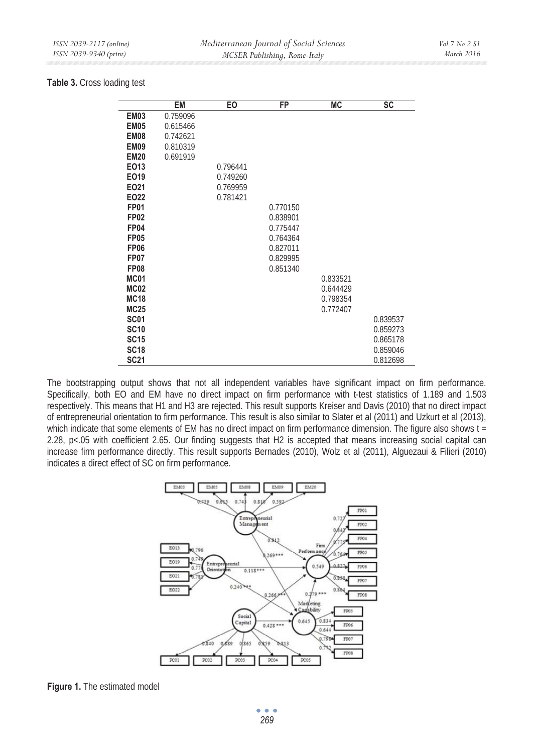**Table 3.** Cross loading test

| | EM | EO | FP | MC | SC |
|---|---|---|---|---|---|
| **EM03** | 0.759096 | | | | |
| **EM05** | 0.615466 | | | | |
| **EM08** | 0.742621 | | | | |
| **EM09** | 0.810319 | | | | |
| **EM20** | 0.691919 | | | | |
| **EO13** | | 0.796441 | | | |
| **EO19** | | 0.749260 | | | |
| **EO21** | | 0.769959 | | | |
| **EO22** | | 0.781421 | | | |
| **FP01** | | | 0.770150 | | |
| **FP02** | | | 0.838901 | | |
| **FP04** | | | 0.775447 | | |
| **FP05** | | | 0.764364 | | |
| **FP06** | | | 0.827011 | | |
| **FP07** | | | 0.829995 | | |
| **FP08** | | | 0.851340 | | |
| **MC01** | | | | 0.833521 | |
| **MC02** | | | | 0.644429 | |
| **MC18** | | | | 0.798354 | |
| **MC25** | | | | 0.772407 | |
| **SC01** | | | | | 0.839537 |
| **SC10** | | | | | 0.859273 |
| **SC15** | | | | | 0.865178 |
| **SC18** | | | | | 0.859046 |
| **SC21** | | | | | 0.812698 |

The bootstrapping output shows that not all independent variables have significant impact on firm performance. Specifically, both EO and EM have no direct impact on firm performance with t-test statistics of 1.189 and 1.503 respectively. This means that H1 and H3 are rejected. This result supports Kreiser and Davis (2010) that no direct impact of entrepreneurial orientation to firm performance. This result is also similar to Slater et al (2011) and Uzkurt et al (2013), which indicate that some elements of EM has no direct impact on firm performance dimension. The figure also shows $t = 2.28$, $p<.05$ with coefficient 2.65. Our finding suggests that H2 is accepted that means increasing social capital can increase firm performance directly. This result supports Bernades (2010), Wolz et al (2011), Alguezaui & Filieri (2010) indicates a direct effect of SC on firm performance.

**Figure 1.** The estimated model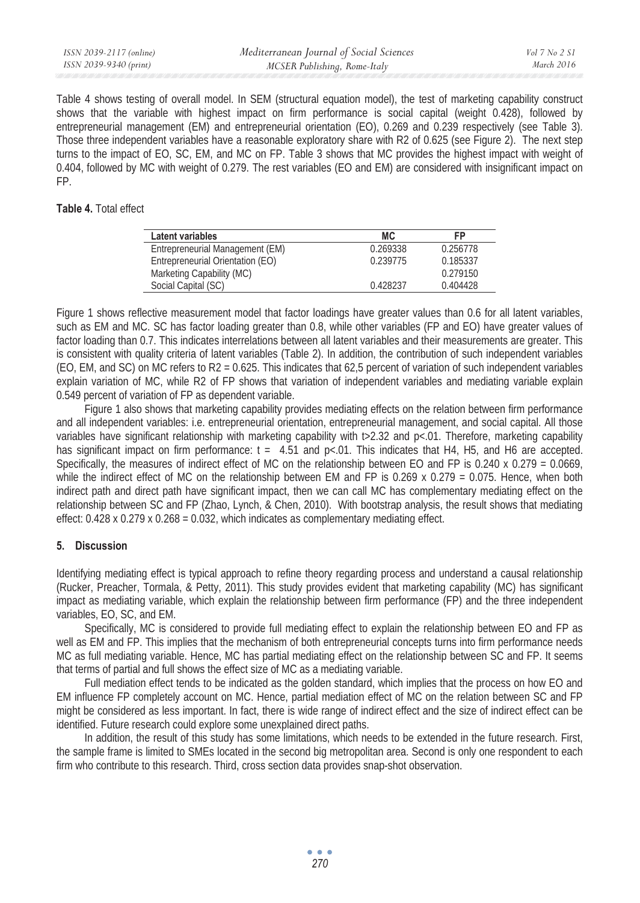Table 4 shows testing of overall model. In SEM (structural equation model), the test of marketing capability construct shows that the variable with highest impact on firm performance is social capital (weight 0.428), followed by entrepreneurial management (EM) and entrepreneurial orientation (EO), 0.269 and 0.239 respectively (see Table 3). Those three independent variables have a reasonable exploratory share with R2 of 0.625 (see Figure 2). The next step turns to the impact of EO, SC, EM, and MC on FP. Table 3 shows that MC provides the highest impact with weight of 0.404, followed by MC with weight of 0.279. The rest variables (EO and EM) are considered with insignificant impact on FP.

**Table 4.** Total effect

| Latent variables | MC | FP |
|---|---|---|
| Entrepreneurial Management (EM) | 0.269338 | 0.256778 |
| Entrepreneurial Orientation (EO) | 0.239775 | 0.185337 |
| Marketing Capability (MC) | | 0.279150 |
| Social Capital (SC) | 0.428237 | 0.404428 |

Figure 1 shows reflective measurement model that factor loadings have greater values than 0.6 for all latent variables, such as EM and MC. SC has factor loading greater than 0.8, while other variables (FP and EO) have greater values of factor loading than 0.7. This indicates interrelations between all latent variables and their measurements are greater. This is consistent with quality criteria of latent variables (Table 2). In addition, the contribution of such independent variables (EO, EM, and SC) on MC refers to R2 = 0.625. This indicates that 62,5 percent of variation of such independent variables explain variation of MC, while R2 of FP shows that variation of independent variables and mediating variable explain 0.549 percent of variation of FP as dependent variable.

Figure 1 also shows that marketing capability provides mediating effects on the relation between firm performance and all independent variables: i.e. entrepreneurial orientation, entrepreneurial management, and social capital. All those variables have significant relationship with marketing capability with t>2.32 and p<.01. Therefore, marketing capability has significant impact on firm performance: t = 4.51 and p<.01. This indicates that H4, H5, and H6 are accepted. Specifically, the measures of indirect effect of MC on the relationship between EO and FP is 0.240 x 0.279 = 0.0669, while the indirect effect of MC on the relationship between EM and FP is 0.269 x 0.279 = 0.075. Hence, when both indirect path and direct path have significant impact, then we can call MC has complementary mediating effect on the relationship between SC and FP (Zhao, Lynch, & Chen, 2010). With bootstrap analysis, the result shows that mediating effect: 0.428 x 0.279 x 0.268 = 0.032, which indicates as complementary mediating effect.

## 5. Discussion

Identifying mediating effect is typical approach to refine theory regarding process and understand a causal relationship (Rucker, Preacher, Tormala, & Petty, 2011). This study provides evident that marketing capability (MC) has significant impact as mediating variable, which explain the relationship between firm performance (FP) and the three independent variables, EO, SC, and EM.

Specifically, MC is considered to provide full mediating effect to explain the relationship between EO and FP as well as EM and FP. This implies that the mechanism of both entrepreneurial concepts turns into firm performance needs MC as full mediating variable. Hence, MC has partial mediating effect on the relationship between SC and FP. It seems that terms of partial and full shows the effect size of MC as a mediating variable.

Full mediation effect tends to be indicated as the golden standard, which implies that the process on how EO and EM influence FP completely account on MC. Hence, partial mediation effect of MC on the relation between SC and FP might be considered as less important. In fact, there is wide range of indirect effect and the size of indirect effect can be identified. Future research could explore some unexplained direct paths.

In addition, the result of this study has some limitations, which needs to be extended in the future research. First, the sample frame is limited to SMEs located in the second big metropolitan area. Second is only one respondent to each firm who contribute to this research. Third, cross section data provides snap-shot observation.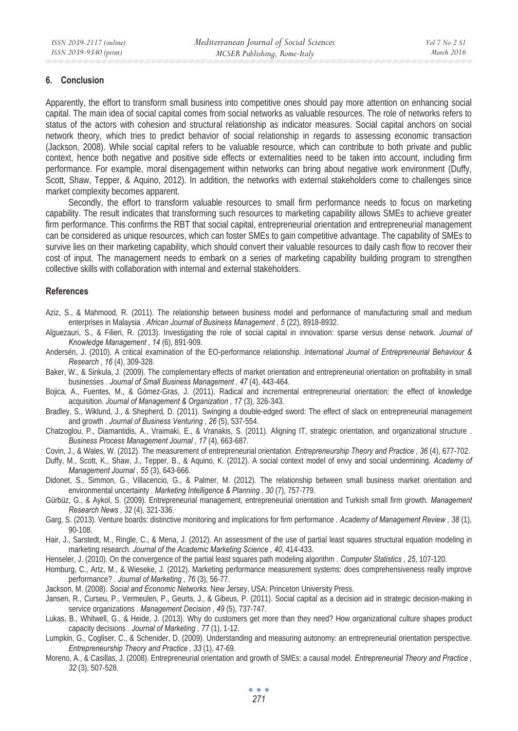## 6. Conclusion

Apparently, the effort to transform small business into competitive ones should pay more attention on enhancing social capital. The main idea of social capital comes from social networks as valuable resources. The role of networks refers to status of the actors with cohesion and structural relationship as indicator measures. Social capital anchors on social network theory, which tries to predict behavior of social relationship in regards to assessing economic transaction (Jackson, 2008). While social capital refers to be valuable resource, which can contribute to both private and public context, hence both negative and positive side effects or externalities need to be taken into account, including firm performance. For example, moral disengagement within networks can bring about negative work environment (Duffy, Scott, Shaw, Tepper, & Aquino, 2012). In addition, the networks with external stakeholders come to challenges since market complexity becomes apparent.

Secondly, the effort to transform valuable resources to small firm performance needs to focus on marketing capability. The result indicates that transforming such resources to marketing capability allows SMEs to achieve greater firm performance. This confirms the RBT that social capital, entrepreneurial orientation and entrepreneurial management can be considered as unique resources, which can foster SMEs to gain competitive advantage. The capability of SMEs to survive lies on their marketing capability, which should convert their valuable resources to daily cash flow to recover their cost of input. The management needs to embark on a series of marketing capability building program to strengthen collective skills with collaboration with internal and external stakeholders.

## References

Aziz, S., & Mahmood, R. (2011). The relationship between business model and performance of manufacturing small and medium enterprises in Malaysia . *African Journal of Business Management , 5* (22), 8918-8932.

Alguezauri, S., & Filieri, R. (2013). Investigating the role of social capital in innovation: sparse versus dense network. *Journal of Knowledge Management , 14* (6), 891-909.

Andersén, J. (2010). A critical examination of the EO-performance relationship. *International Journal of Entrepreneurial Behaviour & Research , 16* (4), 309-328.

Baker, W., & Sinkula, J. (2009). The complementary effects of market orientation and entrepreneurial orientation on profitability in small businesses . *Journal of Small Business Management , 47* (4), 443-464.

Bojica, A., Fuentes, M., & Gómez-Gras, J. (2011). Radical and incremental entrepreneurial orientation: the effect of knowledge acquisition. *Journal of Management & Organization , 17* (3), 326-343.

Bradley, S., Wiklund, J., & Shepherd, D. (2011). Swinging a double-edged sword: The effect of slack on entrepreneurial management and growth . *Journal of Business Venturing , 26* (5), 537-554.

Chatzoglou, P., Diamantidis, A., Vraimaki, E., & Vranakis, S. (2011). Aligning IT, strategic orientation, and organizational structure . *Business Process Management Journal , 17* (4), 663-687.

Covin, J., & Wales, W. (2012). The measurement of entrepreneurial orientation. *Entrepreneurship Theory and Practice , 36* (4), 677-702.

Duffy, M., Scott, K., Shaw, J., Tepper, B., & Aquino, K. (2012). A social context model of envy and social undermining. *Academy of Management Journal , 55* (3), 643-666.

Didonet, S., Simmon, G., Villacencio, G., & Palmer, M. (2012). The relationship between small business market orientation and environmental uncertainty . *Marketing Intelligence & Planning , 30* (7), 757-779.

Gürbüz, G., & Aykol, S. (2009). Entrepreneurial management, entrepreneurial orientation and Turkish small firm growth. *Management Research News , 32* (4), 321-336.

Garg, S. (2013). Venture boards: distinctive monitoring and implications for firm performance . *Academy of Management Review , 38* (1), 90-108.

Hair, J., Sarstedt, M., Ringle, C., & Mena, J. (2012). An assessment of the use of partial least squares structural equation modeling in marketing research. *Journal of the Academic Marketing Science , 40*, 414-433.

Henseler, J. (2010). On the convergence of the partial least squares path modeling algorithm . *Computer Statistics , 25*, 107-120.

Homburg, C., Artz, M., & Wieseke, J. (2012). Marketing performance measurement systems: does comprehensiveness really improve performance? . *Journal of Marketing , 76* (3), 56-77.

Jackson, M. (2008). *Social and Economic Networks.* New Jersey, USA: Princeton University Press.

Jansen, R., Curseu, P., Vermeulen, P., Geurts, J., & Gibeus, P. (2011). Social capital as a decision aid in strategic decision-making in service organizations . *Management Decision , 49* (5), 737-747.

Lukas, B., Whitwell, G., & Heide, J. (2013). Why do customers get more than they need? How organizational culture shapes product capacity decisions . *Journal of Marketing , 77* (1), 1-12.

Lumpkin, G., Cogliser, C., & Schenider, D. (2009). Understanding and measuring autonomy: an entrepreneurial orientation perspective. *Entrepreneurship Theory and Practice , 33* (1), 47-69.

Moreno, A., & Casillas, J. (2008). Entrepreneurial orientation and growth of SMEs: a causal model. *Entrepreneurial Theory and Practice , 32* (3), 507-528.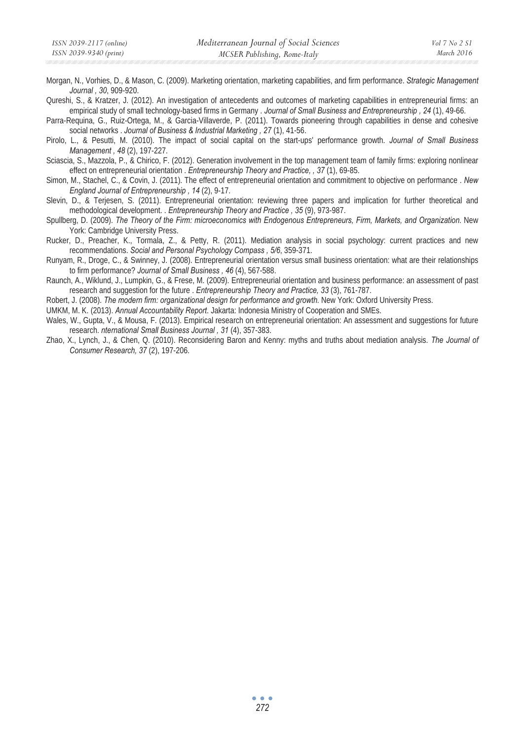Morgan, N., Vorhies, D., & Mason, C. (2009). Marketing orientation, marketing capabilities, and firm performance. *Strategic Management Journal , 30*, 909-920.

Qureshi, S., & Kratzer, J. (2012). An investigation of antecedents and outcomes of marketing capabilities in entrepreneurial firms: an empirical study of small technology-based firms in Germany . *Journal of Small Business and Entrepreneurship , 24* (1), 49-66.

Parra-Requina, G., Ruiz-Ortega, M., & Garcia-Villaverde, P. (2011). Towards pioneering through capabilities in dense and cohesive social networks . *Journal of Business & Industrial Marketing , 27* (1), 41-56.

Pirolo, L., & Pesutti, M. (2010). The impact of social capital on the start-ups' performance growth. *Journal of Small Business Management , 48* (2), 197-227.

Sciascia, S., Mazzola, P., & Chirico, F. (2012). Generation involvement in the top management team of family firms: exploring nonlinear effect on entrepreneurial orientation . *Entrepreneurship Theory and Practice, , 37* (1), 69-85.

Simon, M., Stachel, C., & Covin, J. (2011). The effect of entrepreneurial orientation and commitment to objective on performance . *New England Journal of Entrepreneurship , 14* (2), 9-17.

Slevin, D., & Terjesen, S. (2011). Entrepreneurial orientation: reviewing three papers and implication for further theoretical and methodological development. . *Entrepreneurship Theory and Practice , 35* (9), 973-987.

Spullberg, D. (2009). *The Theory of the Firm: microeconomics with Endogenous Entrepreneurs, Firm, Markets, and Organization.* New York: Cambridge University Press.

Rucker, D., Preacher, K., Tormala, Z., & Petty, R. (2011). Mediation analysis in social psychology: current practices and new recommendations. *Social and Personal Psychology Compass , 5/6*, 359-371.

Runyam, R., Droge, C., & Swinney, J. (2008). Entrepreneurial orientation versus small business orientation: what are their relationships to firm performance? *Journal of Small Business , 46* (4), 567-588.

Raunch, A., Wiklund, J., Lumpkin, G., & Frese, M. (2009). Entrepreneurial orientation and business performance: an assessment of past research and suggestion for the future . *Entrepreneurship Theory and Practice, 33* (3), 761-787.

Robert, J. (2008). *The modern firm: organizational design for performance and growth.* New York: Oxford University Press.

UMKM, M. K. (2013). *Annual Accountability Report.* Jakarta: Indonesia Ministry of Cooperation and SMEs.

Wales, W., Gupta, V., & Mousa, F. (2013). Empirical research on entrepreneurial orientation: An assessment and suggestions for future research. *nternational Small Business Journal , 31* (4), 357-383.

Zhao, X., Lynch, J., & Chen, Q. (2010). Reconsidering Baron and Kenny: myths and truths about mediation analysis. *The Journal of Consumer Research, 37* (2), 197-206.